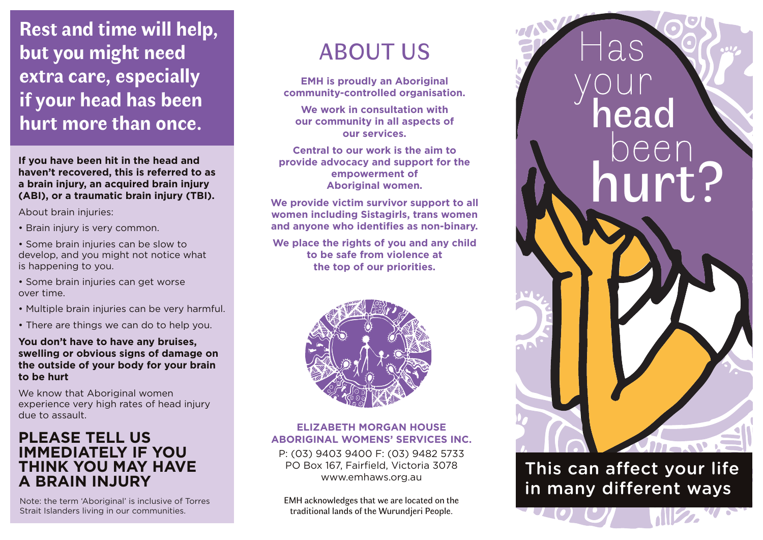## Rest and time will help, but you might need extra care, especially if your head has been hurt more than once.

**If you have been hit in the head and haven't recovered, this is referred to as a brain injury, an acquired brain injury (ABI), or a traumatic brain injury (TBI).**

About brain injuries:

- Brain injury is very common.
- Some brain injuries can be slow to develop, and you might not notice what is happening to you.
- Some brain injuries can get worse over time.
- Multiple brain injuries can be very harmful.
- There are things we can do to help you.

**You don't have to have any bruises, swelling or obvious signs of damage on the outside of your body for your brain to be hurt**

We know that Aboriginal women experience very high rates of head injury due to assault.

## PLEASE TELL US IMMEDIATELY IF YOU THINK YOU MAY HAVE A BRAIN INJURY

Note: the term 'Aboriginal' is inclusive of Torres Strait Islanders living in our communities.

# ABOUT US

**EMH is proudly an Aboriginal community-controlled organisation.**

**We work in consultation with our community in all aspects of our services.**

**Central to our work is the aim to provide advocacy and support for the empowerment of Aboriginal women.**

**We provide victim survivor support to all women including Sistagirls, trans women and anyone who identifies as non-binary.**

**We place the rights of you and any child to be safe from violence at the top of our priorities.**

**ELIZABETH MORGAN HOUSE ABORIGINAL WOMENS' SERVICES INC.**

P: (03) 9403 9400 F: (03) 9482 5733
PO Box 167, Fairfield, Victoria 3078
www.emhaws.org.au

EMH acknowledges that we are located on the traditional lands of the Wurundjeri People.

# Has your head been hurt?

This can affect your life in many different ways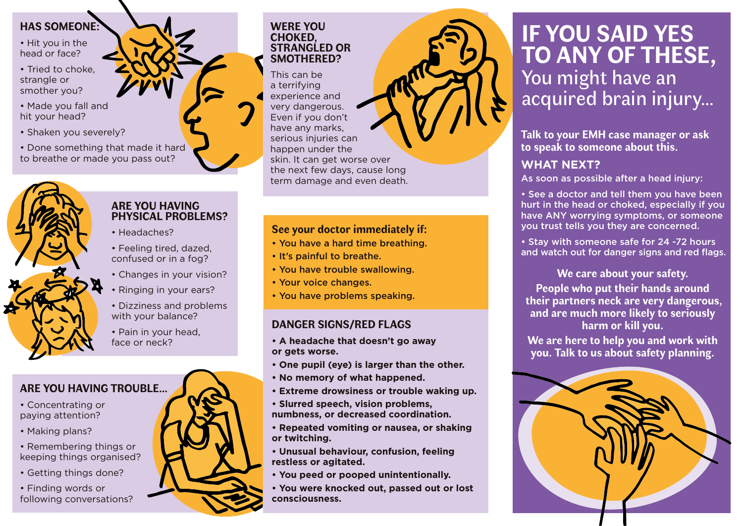## HAS SOMEONE:

- Hit you in the head or face?
- Tried to choke, strangle or smother you?
- Made you fall and hit your head?
- Shaken you severely?
- Done something that made it hard to breathe or made you pass out?

## ARE YOU HAVING PHYSICAL PROBLEMS?

- Headaches?
- Feeling tired, dazed, confused or in a fog?
- Changes in your vision?
- Ringing in your ears?
- Dizziness and problems with your balance?
- Pain in your head, face or neck?

## ARE YOU HAVING TROUBLE...

- Concentrating or paying attention?
- Making plans?
- Remembering things or keeping things organised?
- Getting things done?
- Finding words or following conversations?

## WERE YOU CHOKED, STRANGLED OR SMOTHERED?

This can be a terrifying experience and very dangerous. Even if you don't have any marks, serious injuries can happen under the skin. It can get worse over the next few days, cause long term damage and even death.

## See your doctor immediately if:

- You have a hard time breathing.
- It's painful to breathe.
- You have trouble swallowing.
- Your voice changes.
- You have problems speaking.

## DANGER SIGNS/RED FLAGS

- **A headache that doesn't go away or gets worse.**
- **One pupil (eye) is larger than the other.**
- **No memory of what happened.**
- **Extreme drowsiness or trouble waking up.**
- **Slurred speech, vision problems, numbness, or decreased coordination.**
- **Repeated vomiting or nausea, or shaking or twitching.**
- **Unusual behaviour, confusion, feeling restless or agitated.**
- **You peed or pooped unintentionally.**
- **You were knocked out, passed out or lost consciousness.**

# IF YOU SAID YES TO ANY OF THESE,

You might have an acquired brain injury...

**Talk to your EMH case manager or ask to speak to someone about this.**

## WHAT NEXT?

As soon as possible after a head injury:

- See a doctor and tell them you have been hurt in the head or choked, especially if you have ANY worrying symptoms, or someone you trust tells you they are concerned.
- Stay with someone safe for 24 -72 hours and watch out for danger signs and red flags.

**We care about your safety.**

**People who put their hands around their partners neck are very dangerous, and are much more likely to seriously harm or kill you.**

**We are here to help you and work with you. Talk to us about safety planning.**